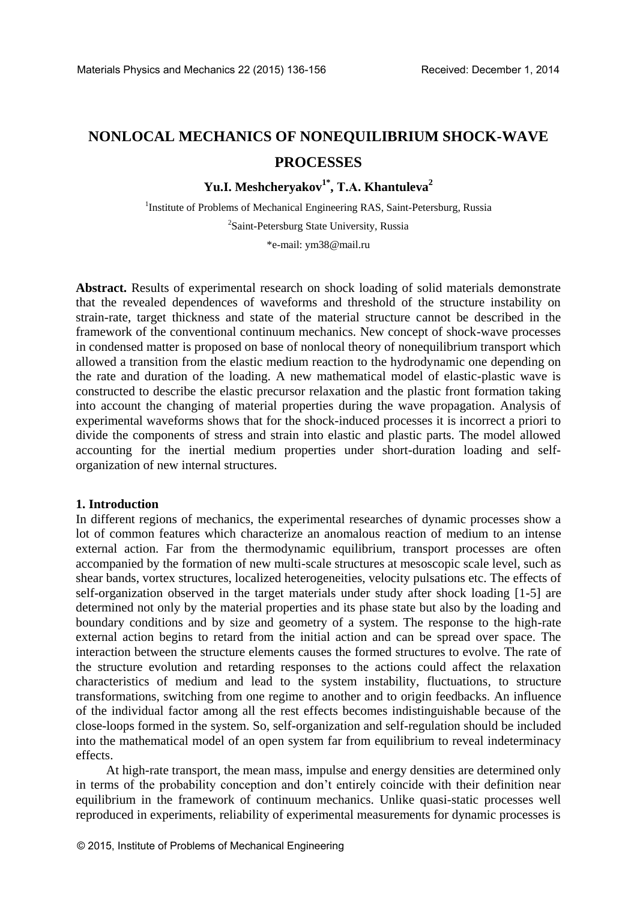# NONLOCAL MECHANICS OF NONEQUILIBRIUM SHOCK-WAVE PROCESSES

**Yu.I. Meshcheryakov[1*], T.A. Khantuleva[2]**

[1]Institute of Problems of Mechanical Engineering RAS, Saint-Petersburg, Russia

[2]Saint-Petersburg State University, Russia

*e-mail: ym38@mail.ru

**Abstract.** Results of experimental research on shock loading of solid materials demonstrate that the revealed dependences of waveforms and threshold of the structure instability on strain-rate, target thickness and state of the material structure cannot be described in the framework of the conventional continuum mechanics. New concept of shock-wave processes in condensed matter is proposed on base of nonlocal theory of nonequilibrium transport which allowed a transition from the elastic medium reaction to the hydrodynamic one depending on the rate and duration of the loading. A new mathematical model of elastic-plastic wave is constructed to describe the elastic precursor relaxation and the plastic front formation taking into account the changing of material properties during the wave propagation. Analysis of experimental waveforms shows that for the shock-induced processes it is incorrect a priori to divide the components of stress and strain into elastic and plastic parts. The model allowed accounting for the inertial medium properties under short-duration loading and self-organization of new internal structures.

## 1. Introduction

In different regions of mechanics, the experimental researches of dynamic processes show a lot of common features which characterize an anomalous reaction of medium to an intense external action. Far from the thermodynamic equilibrium, transport processes are often accompanied by the formation of new multi-scale structures at mesoscopic scale level, such as shear bands, vortex structures, localized heterogeneities, velocity pulsations etc. The effects of self-organization observed in the target materials under study after shock loading [1-5] are determined not only by the material properties and its phase state but also by the loading and boundary conditions and by size and geometry of a system. The response to the high-rate external action begins to retard from the initial action and can be spread over space. The interaction between the structure elements causes the formed structures to evolve. The rate of the structure evolution and retarding responses to the actions could affect the relaxation characteristics of medium and lead to the system instability, fluctuations, to structure transformations, switching from one regime to another and to origin feedbacks. An influence of the individual factor among all the rest effects becomes indistinguishable because of the close-loops formed in the system. So, self-organization and self-regulation should be included into the mathematical model of an open system far from equilibrium to reveal indeterminacy effects.

At high-rate transport, the mean mass, impulse and energy densities are determined only in terms of the probability conception and don't entirely coincide with their definition near equilibrium in the framework of continuum mechanics. Unlike quasi-static processes well reproduced in experiments, reliability of experimental measurements for dynamic processes is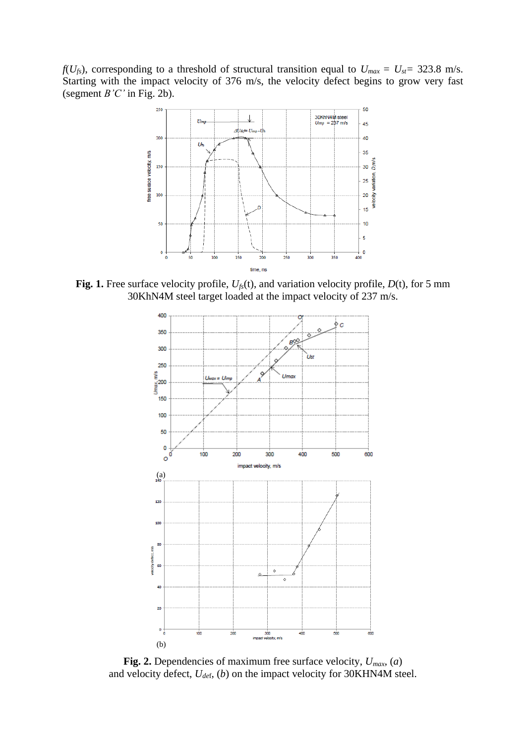$f(U_{fs})$, corresponding to a threshold of structural transition equal to $U_{max} = U_{st} = 323.8$ m/s. Starting with the impact velocity of 376 m/s, the velocity defect begins to grow very fast (segment $B'C'$ in Fig. 2b).

**Fig. 1.** Free surface velocity profile, $U_{fs}(t)$, and variation velocity profile, $D(t)$, for 5 mm 30KhN4M steel target loaded at the impact velocity of 237 m/s.

(a)

(b)

**Fig. 2.** Dependencies of maximum free surface velocity, $U_{max}$, (*a*) and velocity defect, $U_{def}$, (*b*) on the impact velocity for 30KHN4M steel.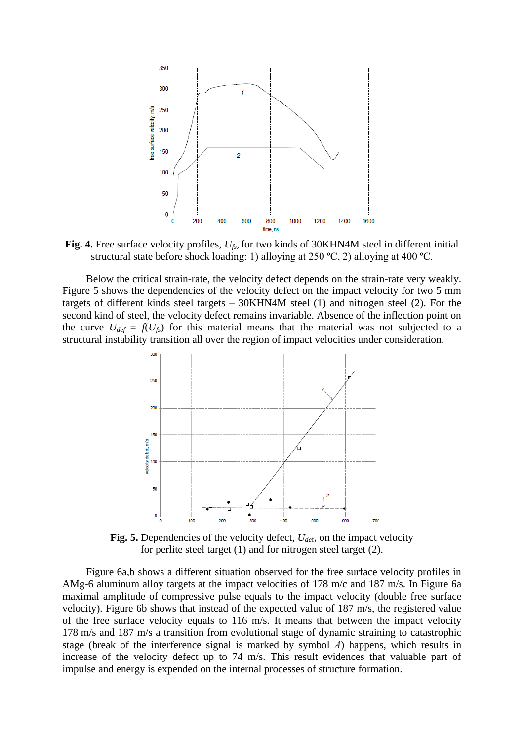**Fig. 4.** Free surface velocity profiles, $U_{fs}$, for two kinds of 30KHN4M steel in different initial structural state before shock loading: 1) alloying at 250 ºC, 2) alloying at 400 ºC.

Below the critical strain-rate, the velocity defect depends on the strain-rate very weakly. Figure 5 shows the dependencies of the velocity defect on the impact velocity for two 5 mm targets of different kinds steel targets – 30KHN4M steel (1) and nitrogen steel (2). For the second kind of steel, the velocity defect remains invariable. Absence of the inflection point on the curve $U_{def} = f(U_{fs})$ for this material means that the material was not subjected to a structural instability transition all over the region of impact velocities under consideration.

**Fig. 5.** Dependencies of the velocity defect, $U_{def}$, on the impact velocity for perlite steel target (1) and for nitrogen steel target (2).

Figure 6a,b shows a different situation observed for the free surface velocity profiles in AMg-6 aluminum alloy targets at the impact velocities of 178 m/c and 187 m/s. In Figure 6a maximal amplitude of compressive pulse equals to the impact velocity (double free surface velocity). Figure 6b shows that instead of the expected value of 187 m/s, the registered value of the free surface velocity equals to 116 m/s. It means that between the impact velocity 178 m/s and 187 m/s a transition from evolutional stage of dynamic straining to catastrophic stage (break of the interference signal is marked by symbol *A*) happens, which results in increase of the velocity defect up to 74 m/s. This result evidences that valuable part of impulse and energy is expended on the internal processes of structure formation.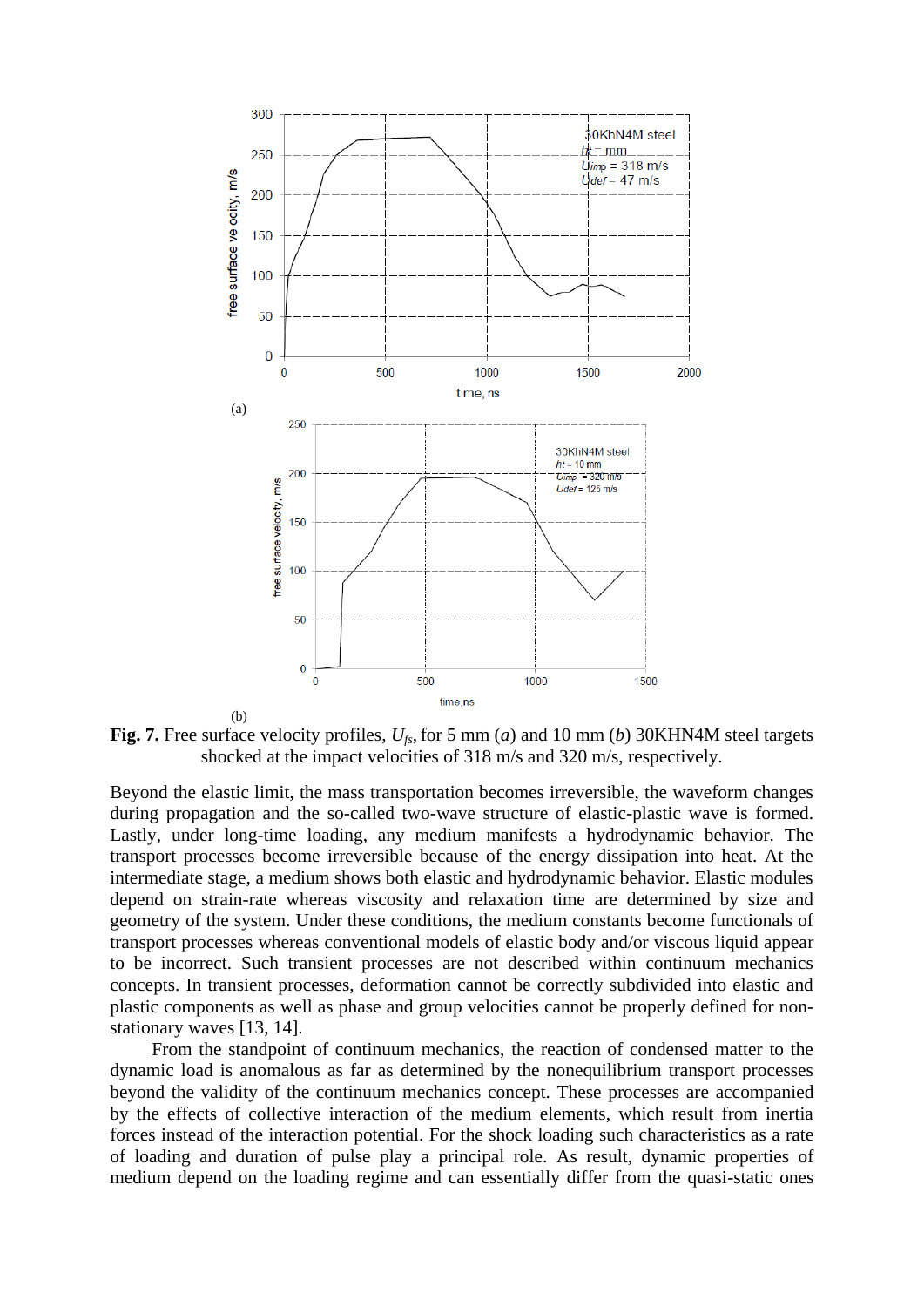(a)

(b)

**Fig. 7.** Free surface velocity profiles, $U_{fs}$, for 5 mm (*a*) and 10 mm (*b*) 30KHN4M steel targets shocked at the impact velocities of 318 m/s and 320 m/s, respectively.

Beyond the elastic limit, the mass transportation becomes irreversible, the waveform changes during propagation and the so-called two-wave structure of elastic-plastic wave is formed. Lastly, under long-time loading, any medium manifests a hydrodynamic behavior. The transport processes become irreversible because of the energy dissipation into heat. At the intermediate stage, a medium shows both elastic and hydrodynamic behavior. Elastic modules depend on strain-rate whereas viscosity and relaxation time are determined by size and geometry of the system. Under these conditions, the medium constants become functionals of transport processes whereas conventional models of elastic body and/or viscous liquid appear to be incorrect. Such transient processes are not described within continuum mechanics concepts. In transient processes, deformation cannot be correctly subdivided into elastic and plastic components as well as phase and group velocities cannot be properly defined for non-stationary waves [13, 14].

From the standpoint of continuum mechanics, the reaction of condensed matter to the dynamic load is anomalous as far as determined by the nonequilibrium transport processes beyond the validity of the continuum mechanics concept. These processes are accompanied by the effects of collective interaction of the medium elements, which result from inertia forces instead of the interaction potential. For the shock loading such characteristics as a rate of loading and duration of pulse play a principal role. As result, dynamic properties of medium depend on the loading regime and can essentially differ from the quasi-static ones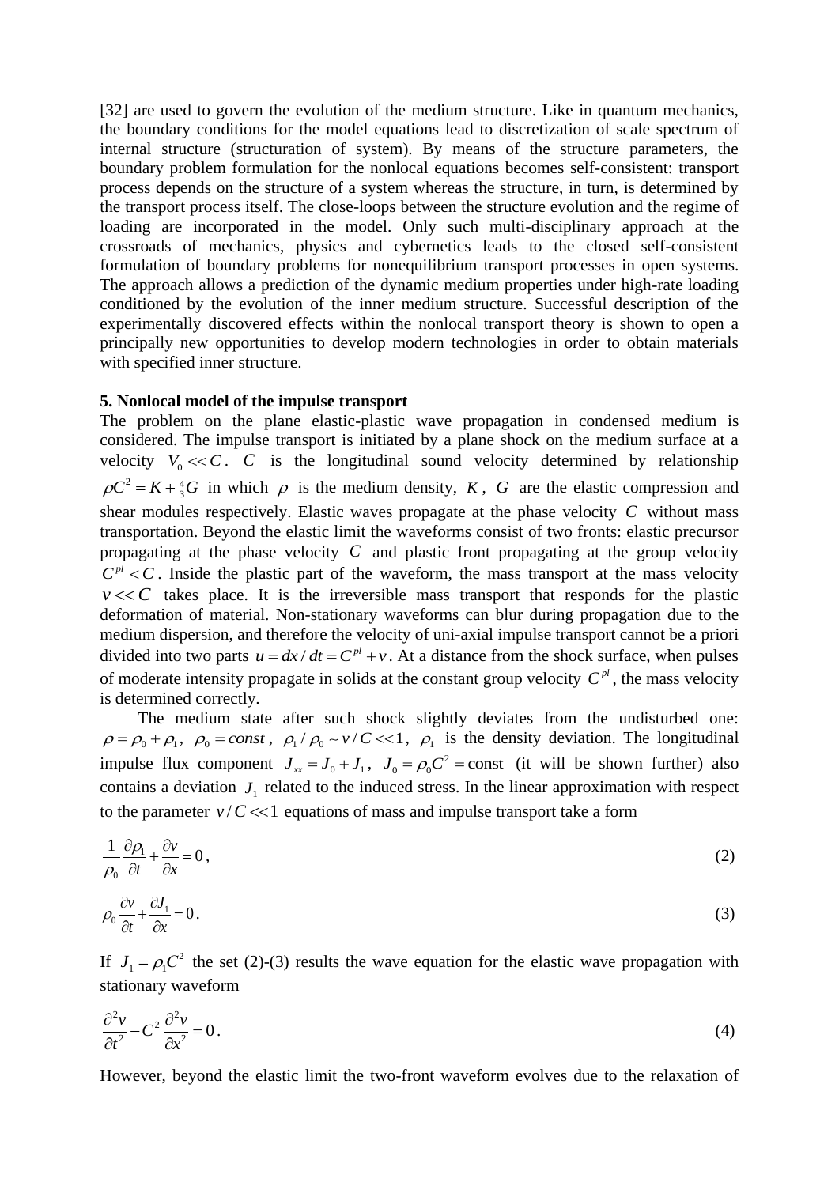[32] are used to govern the evolution of the medium structure. Like in quantum mechanics, the boundary conditions for the model equations lead to discretization of scale spectrum of internal structure (structuration of system). By means of the structure parameters, the boundary problem formulation for the nonlocal equations becomes self-consistent: transport process depends on the structure of a system whereas the structure, in turn, is determined by the transport process itself. The close-loops between the structure evolution and the regime of loading are incorporated in the model. Only such multi-disciplinary approach at the crossroads of mechanics, physics and cybernetics leads to the closed self-consistent formulation of boundary problems for nonequilibrium transport processes in open systems. The approach allows a prediction of the dynamic medium properties under high-rate loading conditioned by the evolution of the inner medium structure. Successful description of the experimentally discovered effects within the nonlocal transport theory is shown to open a principally new opportunities to develop modern technologies in order to obtain materials with specified inner structure.

**5. Nonlocal model of the impulse transport**

The problem on the plane elastic-plastic wave propagation in condensed medium is considered. The impulse transport is initiated by a plane shock on the medium surface at a velocity $V_0 << C$. $C$ is the longitudinal sound velocity determined by relationship $\rho C^2 = K + \frac{4}{3}G$ in which $\rho$ is the medium density, $K$, $G$ are the elastic compression and shear modules respectively. Elastic waves propagate at the phase velocity $C$ without mass transportation. Beyond the elastic limit the waveforms consist of two fronts: elastic precursor propagating at the phase velocity $C$ and plastic front propagating at the group velocity $C^{pl} < C$. Inside the plastic part of the waveform, the mass transport at the mass velocity $v << C$ takes place. It is the irreversible mass transport that responds for the plastic deformation of material. Non-stationary waveforms can blur during propagation due to the medium dispersion, and therefore the velocity of uni-axial impulse transport cannot be a priori divided into two parts $u = dx/dt = C^{pl} + v$. At a distance from the shock surface, when pulses of moderate intensity propagate in solids at the constant group velocity $C^{pl}$, the mass velocity is determined correctly.

The medium state after such shock slightly deviates from the undisturbed one: $\rho = \rho_0 + \rho_1$, $\rho_0 = const$, $\rho_1/\rho_0 \sim v/C << 1$, $\rho_1$ is the density deviation. The longitudinal impulse flux component $J_{xx} = J_0 + J_1$, $J_0 = \rho_0 C^2 = \text{const}$ (it will be shown further) also contains a deviation $J_1$ related to the induced stress. In the linear approximation with respect to the parameter $v/C << 1$ equations of mass and impulse transport take a form

$$\frac{1}{\rho_0}\frac{\partial \rho_1}{\partial t} + \frac{\partial v}{\partial x} = 0\,, \tag{2}$$

$$\rho_0 \frac{\partial v}{\partial t} + \frac{\partial J_1}{\partial x} = 0\,. \tag{3}$$

If $J_1 = \rho_1 C^2$ the set (2)-(3) results the wave equation for the elastic wave propagation with stationary waveform

$$\frac{\partial^2 v}{\partial t^2} - C^2 \frac{\partial^2 v}{\partial x^2} = 0\,. \tag{4}$$

However, beyond the elastic limit the two-front waveform evolves due to the relaxation of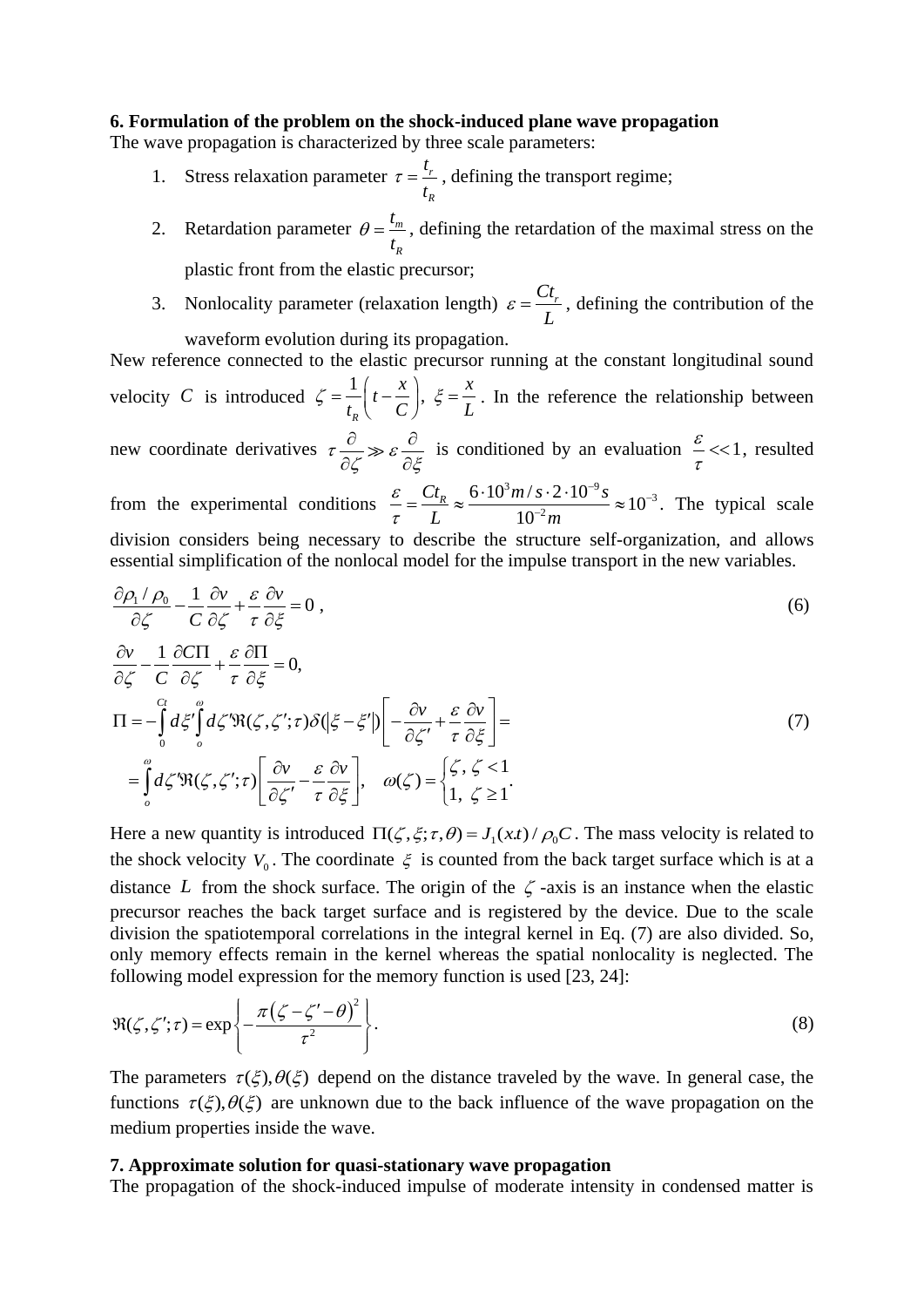**6. Formulation of the problem on the shock-induced plane wave propagation**
The wave propagation is characterized by three scale parameters:

1. Stress relaxation parameter $\tau = \dfrac{t_r}{t_R}$, defining the transport regime;
2. Retardation parameter $\theta = \dfrac{t_m}{t_R}$, defining the retardation of the maximal stress on the plastic front from the elastic precursor;
3. Nonlocality parameter (relaxation length) $\varepsilon = \dfrac{Ct_r}{L}$, defining the contribution of the waveform evolution during its propagation.

New reference connected to the elastic precursor running at the constant longitudinal sound velocity $C$ is introduced $\zeta = \dfrac{1}{t_R}\left(t - \dfrac{x}{C}\right),\ \xi = \dfrac{x}{L}$. In the reference the relationship between new coordinate derivatives $\tau\dfrac{\partial}{\partial\zeta} \gg \varepsilon\dfrac{\partial}{\partial\xi}$ is conditioned by an evaluation $\dfrac{\varepsilon}{\tau} << 1$, resulted from the experimental conditions $\dfrac{\varepsilon}{\tau} = \dfrac{Ct_R}{L} \approx \dfrac{6\cdot 10^3 m/s \cdot 2\cdot 10^{-9} s}{10^{-2} m} \approx 10^{-3}$. The typical scale division considers being necessary to describe the structure self-organization, and allows essential simplification of the nonlocal model for the impulse transport in the new variables.

$$\frac{\partial \rho_1/\rho_0}{\partial\zeta} - \frac{1}{C}\frac{\partial v}{\partial\zeta} + \frac{\varepsilon}{\tau}\frac{\partial v}{\partial\xi} = 0\ , \tag{6}$$

$$\frac{\partial v}{\partial\zeta} - \frac{1}{C}\frac{\partial C\Pi}{\partial\zeta} + \frac{\varepsilon}{\tau}\frac{\partial\Pi}{\partial\xi} = 0,$$

$$\Pi = -\int_0^{Ct} d\xi' \int_o^{\omega} d\zeta' \Re(\zeta,\zeta';\tau)\delta(|\xi-\xi'|)\left[-\frac{\partial v}{\partial\zeta'} + \frac{\varepsilon}{\tau}\frac{\partial v}{\partial\xi}\right] = \tag{7}$$

$$= \int_o^{\omega} d\zeta' \Re(\zeta,\zeta';\tau)\left[\frac{\partial v}{\partial\zeta'} - \frac{\varepsilon}{\tau}\frac{\partial v}{\partial\xi}\right],\quad \omega(\zeta) = \begin{cases}\zeta,\ \zeta < 1\\ 1,\ \zeta \ge 1\end{cases}.$$

Here a new quantity is introduced $\Pi(\zeta,\xi;\tau,\theta) = J_1(x.t)/\rho_0 C$. The mass velocity is related to the shock velocity $V_0$. The coordinate $\xi$ is counted from the back target surface which is at a distance $L$ from the shock surface. The origin of the $\zeta$-axis is an instance when the elastic precursor reaches the back target surface and is registered by the device. Due to the scale division the spatiotemporal correlations in the integral kernel in Eq. (7) are also divided. So, only memory effects remain in the kernel whereas the spatial nonlocality is neglected. The following model expression for the memory function is used [23, 24]:

$$\Re(\zeta,\zeta';\tau) = \exp\left\{-\frac{\pi(\zeta-\zeta'-\theta)^2}{\tau^2}\right\}. \tag{8}$$

The parameters $\tau(\xi),\theta(\xi)$ depend on the distance traveled by the wave. In general case, the functions $\tau(\xi),\theta(\xi)$ are unknown due to the back influence of the wave propagation on the medium properties inside the wave.

**7. Approximate solution for quasi-stationary wave propagation**
The propagation of the shock-induced impulse of moderate intensity in condensed matter is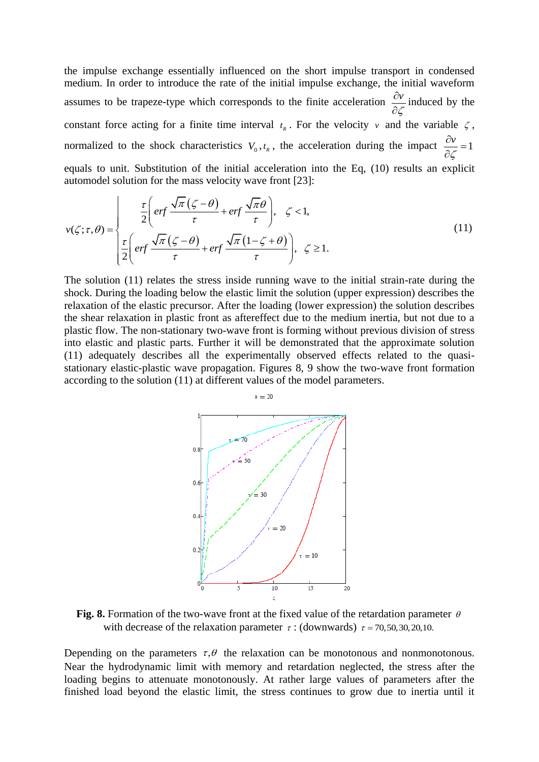the impulse exchange essentially influenced on the short impulse transport in condensed medium. In order to introduce the rate of the initial impulse exchange, the initial waveform assumes to be trapeze-type which corresponds to the finite acceleration $\frac{\partial v}{\partial \zeta}$ induced by the constant force acting for a finite time interval $t_R$. For the velocity $v$ and the variable $\zeta$, normalized to the shock characteristics $V_0, t_R$, the acceleration during the impact $\frac{\partial v}{\partial \zeta} = 1$ equals to unit. Substitution of the initial acceleration into the Eq, (10) results an explicit automodel solution for the mass velocity wave front [23]:

$$
v(\zeta;\tau,\theta) = \begin{cases} \dfrac{\tau}{2}\left( erf\,\dfrac{\sqrt{\pi}(\zeta-\theta)}{\tau} + erf\,\dfrac{\sqrt{\pi}\theta}{\tau} \right), & \zeta < 1, \\[2ex] \dfrac{\tau}{2}\left( erf\,\dfrac{\sqrt{\pi}(\zeta-\theta)}{\tau} + erf\,\dfrac{\sqrt{\pi}(1-\zeta+\theta)}{\tau} \right), & \zeta \geq 1. \end{cases} \tag{11}
$$

The solution (11) relates the stress inside running wave to the initial strain-rate during the shock. During the loading below the elastic limit the solution (upper expression) describes the relaxation of the elastic precursor. After the loading (lower expression) the solution describes the shear relaxation in plastic front as aftereffect due to the medium inertia, but not due to a plastic flow. The non-stationary two-wave front is forming without previous division of stress into elastic and plastic parts. Further it will be demonstrated that the approximate solution (11) adequately describes all the experimentally observed effects related to the quasi-stationary elastic-plastic wave propagation. Figures 8, 9 show the two-wave front formation according to the solution (11) at different values of the model parameters.

**Fig. 8.** Formation of the two-wave front at the fixed value of the retardation parameter $\theta$ with decrease of the relaxation parameter $\tau$ : (downwards) $\tau = 70, 50, 30, 20, 10$.

Depending on the parameters $\tau, \theta$ the relaxation can be monotonous and nonmonotonous. Near the hydrodynamic limit with memory and retardation neglected, the stress after the loading begins to attenuate monotonously. At rather large values of parameters after the finished load beyond the elastic limit, the stress continues to grow due to inertia until it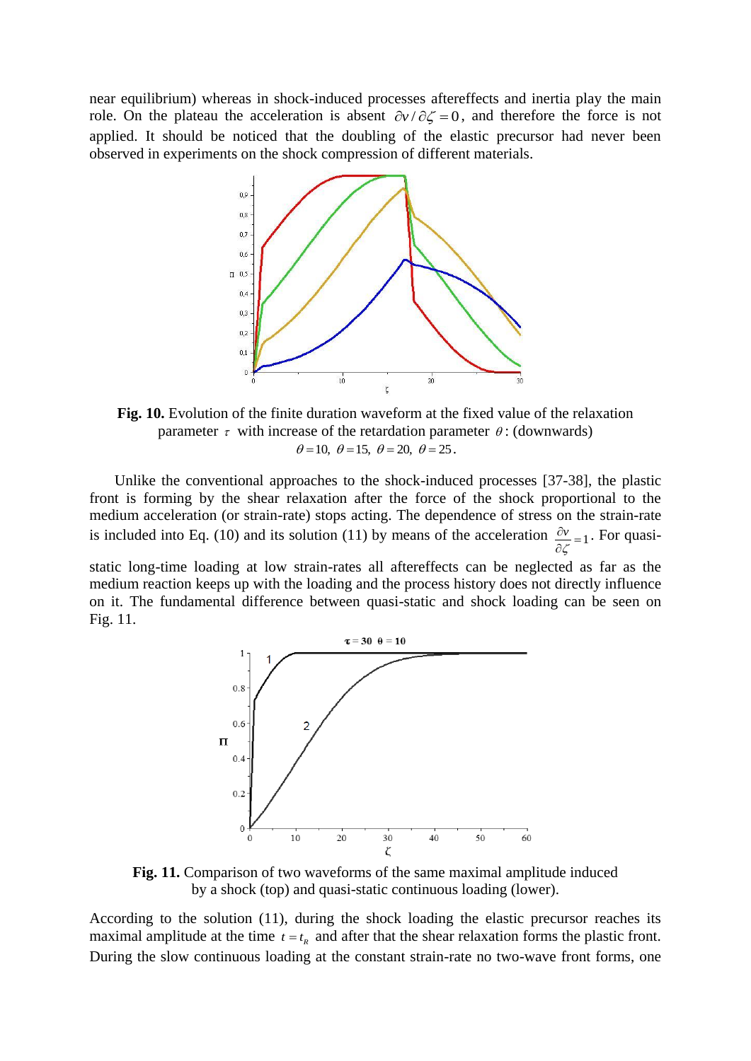near equilibrium) whereas in shock-induced processes aftereffects and inertia play the main role. On the plateau the acceleration is absent $\partial v/\partial\zeta = 0$, and therefore the force is not applied. It should be noticed that the doubling of the elastic precursor had never been observed in experiments on the shock compression of different materials.

**Fig. 10.** Evolution of the finite duration waveform at the fixed value of the relaxation parameter $\tau$ with increase of the retardation parameter $\theta$: (downwards) $\theta = 10,\ \theta = 15,\ \theta = 20,\ \theta = 25$.

Unlike the conventional approaches to the shock-induced processes [37-38], the plastic front is forming by the shear relaxation after the force of the shock proportional to the medium acceleration (or strain-rate) stops acting. The dependence of stress on the strain-rate is included into Eq. (10) and its solution (11) by means of the acceleration $\frac{\partial v}{\partial \zeta} = 1$. For quasi-static long-time loading at low strain-rates all aftereffects can be neglected as far as the medium reaction keeps up with the loading and the process history does not directly influence on it. The fundamental difference between quasi-static and shock loading can be seen on Fig. 11.

**Fig. 11.** Comparison of two waveforms of the same maximal amplitude induced by a shock (top) and quasi-static continuous loading (lower).

According to the solution (11), during the shock loading the elastic precursor reaches its maximal amplitude at the time $t = t_R$ and after that the shear relaxation forms the plastic front. During the slow continuous loading at the constant strain-rate no two-wave front forms, one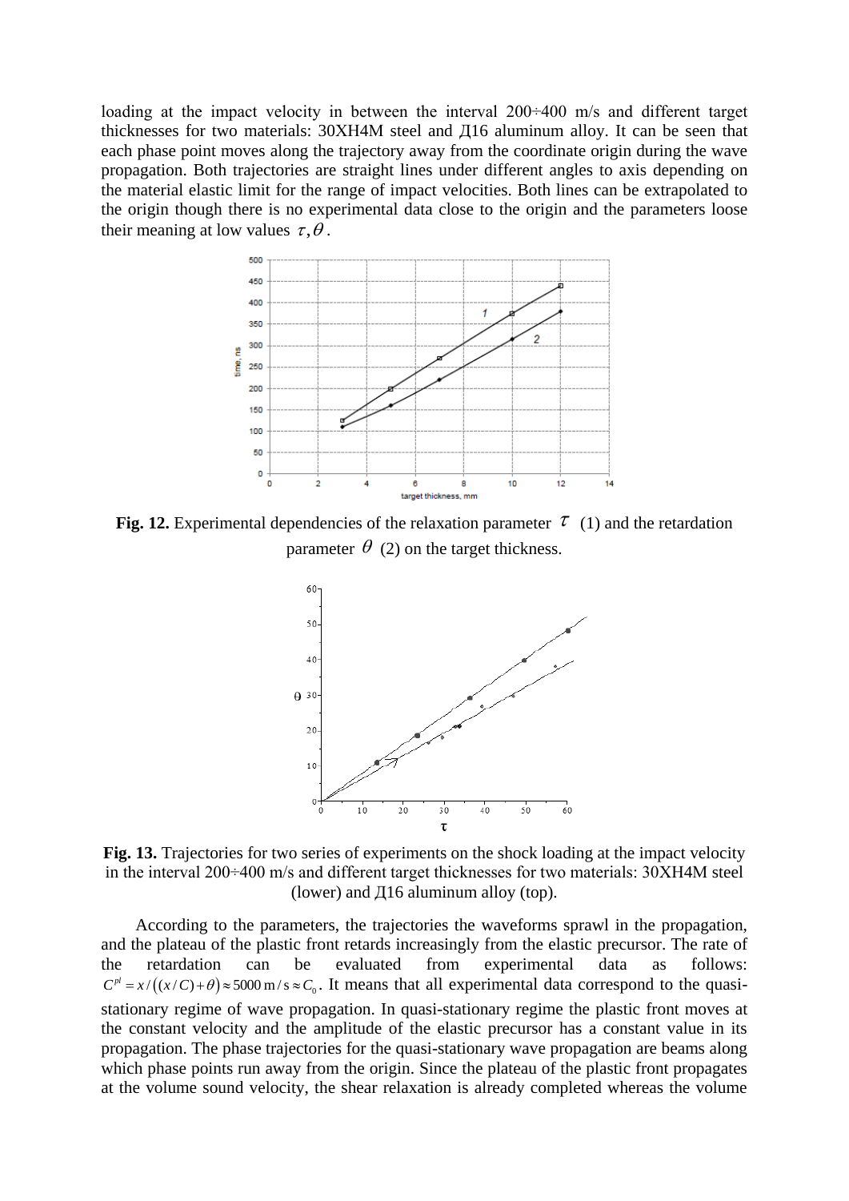loading at the impact velocity in between the interval 200÷400 m/s and different target thicknesses for two materials: 30ХН4М steel and Д16 aluminum alloy. It can be seen that each phase point moves along the trajectory away from the coordinate origin during the wave propagation. Both trajectories are straight lines under different angles to axis depending on the material elastic limit for the range of impact velocities. Both lines can be extrapolated to the origin though there is no experimental data close to the origin and the parameters loose their meaning at low values $\tau, \theta$.

**Fig. 12.** Experimental dependencies of the relaxation parameter $\tau$ (1) and the retardation parameter $\theta$ (2) on the target thickness.

**Fig. 13.** Trajectories for two series of experiments on the shock loading at the impact velocity in the interval 200÷400 m/s and different target thicknesses for two materials: 30ХН4М steel (lower) and Д16 aluminum alloy (top).

According to the parameters, the trajectories the waveforms sprawl in the propagation, and the plateau of the plastic front retards increasingly from the elastic precursor. The rate of the retardation can be evaluated from experimental data as follows: $C^{pl} = x / ((x/C) + \theta) \approx 5000 \text{ m/s} \approx C_0$. It means that all experimental data correspond to the quasi-stationary regime of wave propagation. In quasi-stationary regime the plastic front moves at the constant velocity and the amplitude of the elastic precursor has a constant value in its propagation. The phase trajectories for the quasi-stationary wave propagation are beams along which phase points run away from the origin. Since the plateau of the plastic front propagates at the volume sound velocity, the shear relaxation is already completed whereas the volume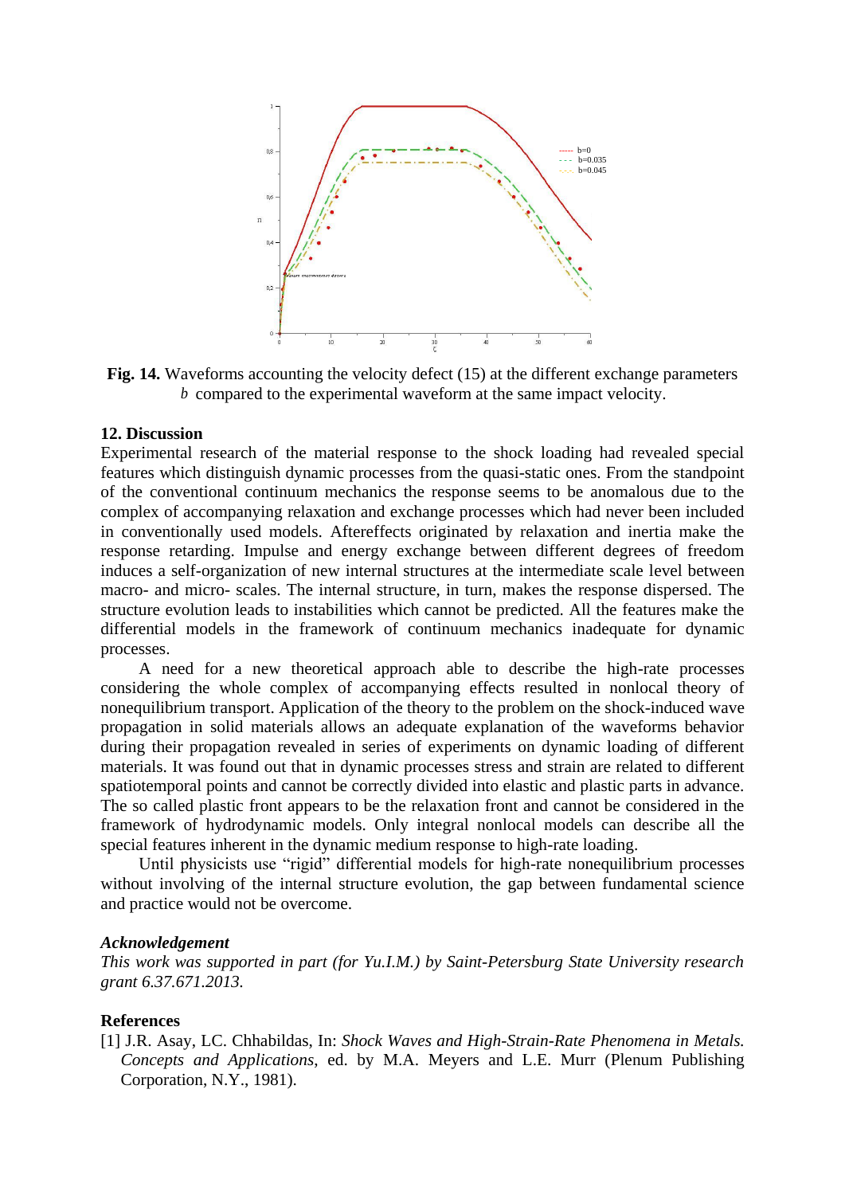**Fig. 14.** Waveforms accounting the velocity defect (15) at the different exchange parameters $b$ compared to the experimental waveform at the same impact velocity.

## 12. Discussion

Experimental research of the material response to the shock loading had revealed special features which distinguish dynamic processes from the quasi-static ones. From the standpoint of the conventional continuum mechanics the response seems to be anomalous due to the complex of accompanying relaxation and exchange processes which had never been included in conventionally used models. Aftereffects originated by relaxation and inertia make the response retarding. Impulse and energy exchange between different degrees of freedom induces a self-organization of new internal structures at the intermediate scale level between macro- and micro- scales. The internal structure, in turn, makes the response dispersed. The structure evolution leads to instabilities which cannot be predicted. All the features make the differential models in the framework of continuum mechanics inadequate for dynamic processes.

A need for a new theoretical approach able to describe the high-rate processes considering the whole complex of accompanying effects resulted in nonlocal theory of nonequilibrium transport. Application of the theory to the problem on the shock-induced wave propagation in solid materials allows an adequate explanation of the waveforms behavior during their propagation revealed in series of experiments on dynamic loading of different materials. It was found out that in dynamic processes stress and strain are related to different spatiotemporal points and cannot be correctly divided into elastic and plastic parts in advance. The so called plastic front appears to be the relaxation front and cannot be considered in the framework of hydrodynamic models. Only integral nonlocal models can describe all the special features inherent in the dynamic medium response to high-rate loading.

Until physicists use "rigid" differential models for high-rate nonequilibrium processes without involving of the internal structure evolution, the gap between fundamental science and practice would not be overcome.

### *Acknowledgement*

*This work was supported in part (for Yu.I.M.) by Saint-Petersburg State University research grant 6.37.671.2013.*

### References

[1] J.R. Asay, LC. Chhabildas, In: *Shock Waves and High-Strain-Rate Phenomena in Metals. Concepts and Applications*, ed. by M.A. Meyers and L.E. Murr (Plenum Publishing Corporation, N.Y., 1981).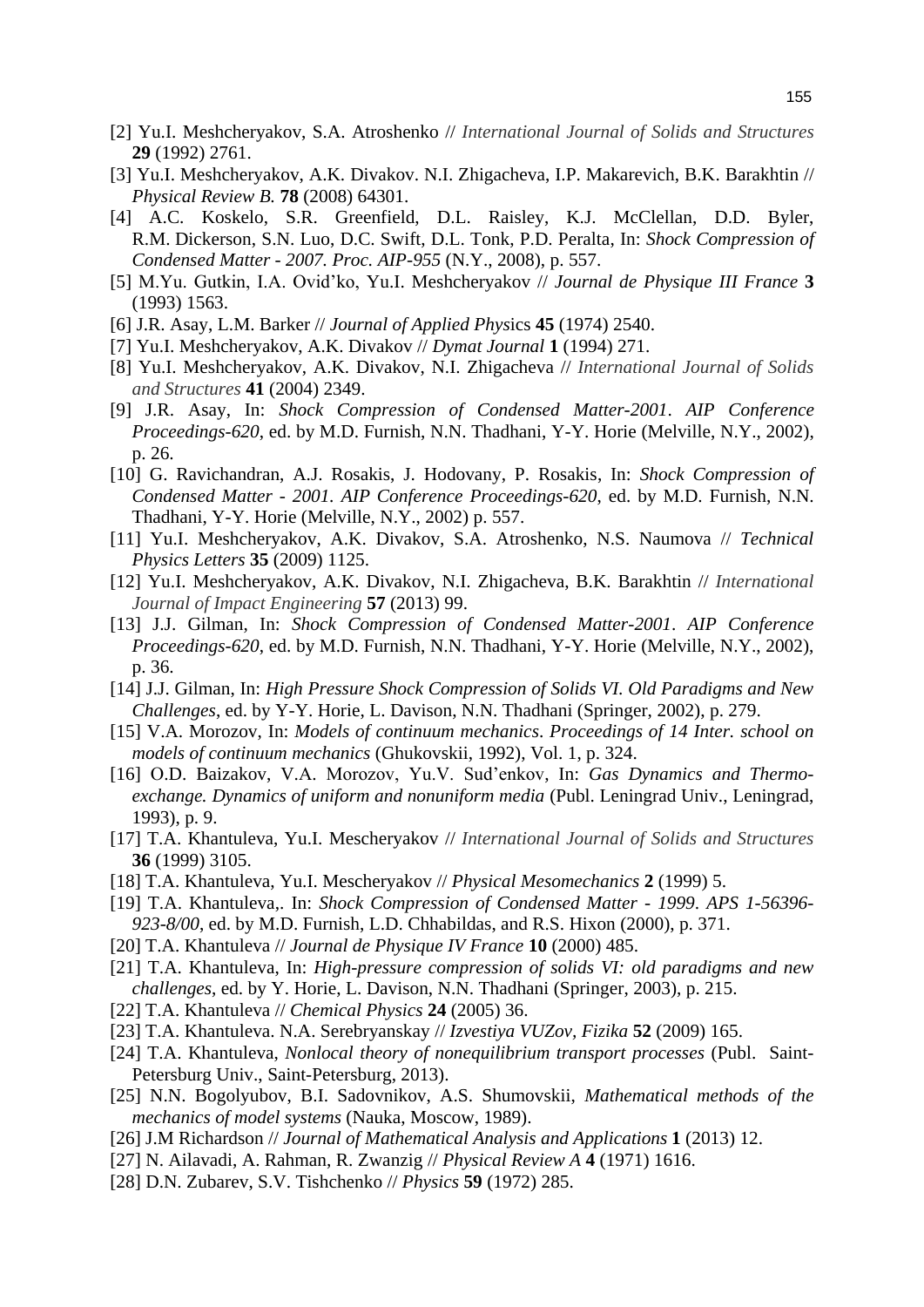[2] Yu.I. Meshcheryakov, S.A. Atroshenko // *International Journal of Solids and Structures* **29** (1992) 2761.

[3] Yu.I. Meshcheryakov, A.K. Divakov. N.I. Zhigacheva, I.P. Makarevich, B.K. Barakhtin // *Physical Review B.* **78** (2008) 64301.

[4] A.C. Koskelo, S.R. Greenfield, D.L. Raisley, K.J. McClellan, D.D. Byler, R.M. Dickerson, S.N. Luo, D.C. Swift, D.L. Tonk, P.D. Peralta, In: *Shock Compression of Condensed Matter - 2007. Proc. AIP-955* (N.Y., 2008), p. 557.

[5] M.Yu. Gutkin, I.A. Ovid'ko, Yu.I. Meshcheryakov // *Journal de Physique III France* **3** (1993) 1563.

[6] J.R. Asay, L.M. Barker // *Journal of Applied Phys*ics **45** (1974) 2540.

[7] Yu.I. Meshcheryakov, A.K. Divakov // *Dymat Journal* **1** (1994) 271.

[8] Yu.I. Meshcheryakov, A.K. Divakov, N.I. Zhigacheva // *International Journal of Solids and Structures* **41** (2004) 2349.

[9] J.R. Asay, In: *Shock Compression of Condensed Matter-2001*. *AIP Conference Proceedings-620*, ed. by M.D. Furnish, N.N. Thadhani, Y-Y. Horie (Melville, N.Y., 2002), p. 26.

[10] G. Ravichandran, A.J. Rosakis, J. Hodovany, P. Rosakis, In: *Shock Compression of Condensed Matter - 2001. AIP Conference Proceedings-620*, ed. by M.D. Furnish, N.N. Thadhani, Y-Y. Horie (Melville, N.Y., 2002) p. 557.

[11] Yu.I. Meshcheryakov, A.K. Divakov, S.A. Atroshenko, N.S. Naumova // *Technical Physics Letters* **35** (2009) 1125.

[12] Yu.I. Meshcheryakov, A.K. Divakov, N.I. Zhigacheva, B.K. Barakhtin // *International Journal of Impact Engineering* **57** (2013) 99.

[13] J.J. Gilman, In: *Shock Compression of Condensed Matter-2001*. *AIP Conference Proceedings-620*, ed. by M.D. Furnish, N.N. Thadhani, Y-Y. Horie (Melville, N.Y., 2002), p. 36.

[14] J.J. Gilman, In: *High Pressure Shock Compression of Solids VI. Old Paradigms and New Challenges*, ed. by Y-Y. Horie, L. Davison, N.N. Thadhani (Springer, 2002), p. 279.

[15] V.A. Morozov, In: *Models of continuum mechanics*. *Proceedings of 14 Inter. school on models of continuum mechanics* (Ghukovskii, 1992), Vol. 1, p. 324.

[16] O.D. Baizakov, V.A. Morozov, Yu.V. Sud'enkov, In: *Gas Dynamics and Thermo-exchange. Dynamics of uniform and nonuniform media* (Publ. Leningrad Univ., Leningrad, 1993), p. 9.

[17] T.A. Khantuleva, Yu.I. Mescheryakov // *International Journal of Solids and Structures* **36** (1999) 3105.

[18] T.A. Khantuleva, Yu.I. Mescheryakov // *Physical Mesomechanics* **2** (1999) 5.

[19] T.A. Khantuleva,. In: *Shock Compression of Condensed Matter - 1999*. *APS 1-56396-923-8/00*, ed. by M.D. Furnish, L.D. Chhabildas, and R.S. Hixon (2000), p. 371.

[20] T.A. Khantuleva // *Journal de Physique IV France* **10** (2000) 485.

[21] T.A. Khantuleva, In: *High-pressure compression of solids VI: old paradigms and new challenges*, ed. by Y. Horie, L. Davison, N.N. Thadhani (Springer, 2003), p. 215.

[22] T.A. Khantuleva // *Chemical Physics* **24** (2005) 36.

[23] T.A. Khantuleva. N.A. Serebryanskay // *Izvestiya VUZov, Fizika* **52** (2009) 165.

[24] T.A. Khantuleva, *Nonlocal theory of nonequilibrium transport processes* (Publ. Saint-Petersburg Univ., Saint-Petersburg, 2013).

[25] N.N. Bogolyubov, B.I. Sadovnikov, A.S. Shumovskii, *Mathematical methods of the mechanics of model systems* (Nauka, Moscow, 1989).

[26] J.M Richardson // *Journal of Mathematical Analysis and Applications* **1** (2013) 12.

[27] N. Ailavadi, A. Rahman, R. Zwanzig // *Physical Review A* **4** (1971) 1616.

[28] D.N. Zubarev, S.V. Tishchenko // *Physics* **59** (1972) 285.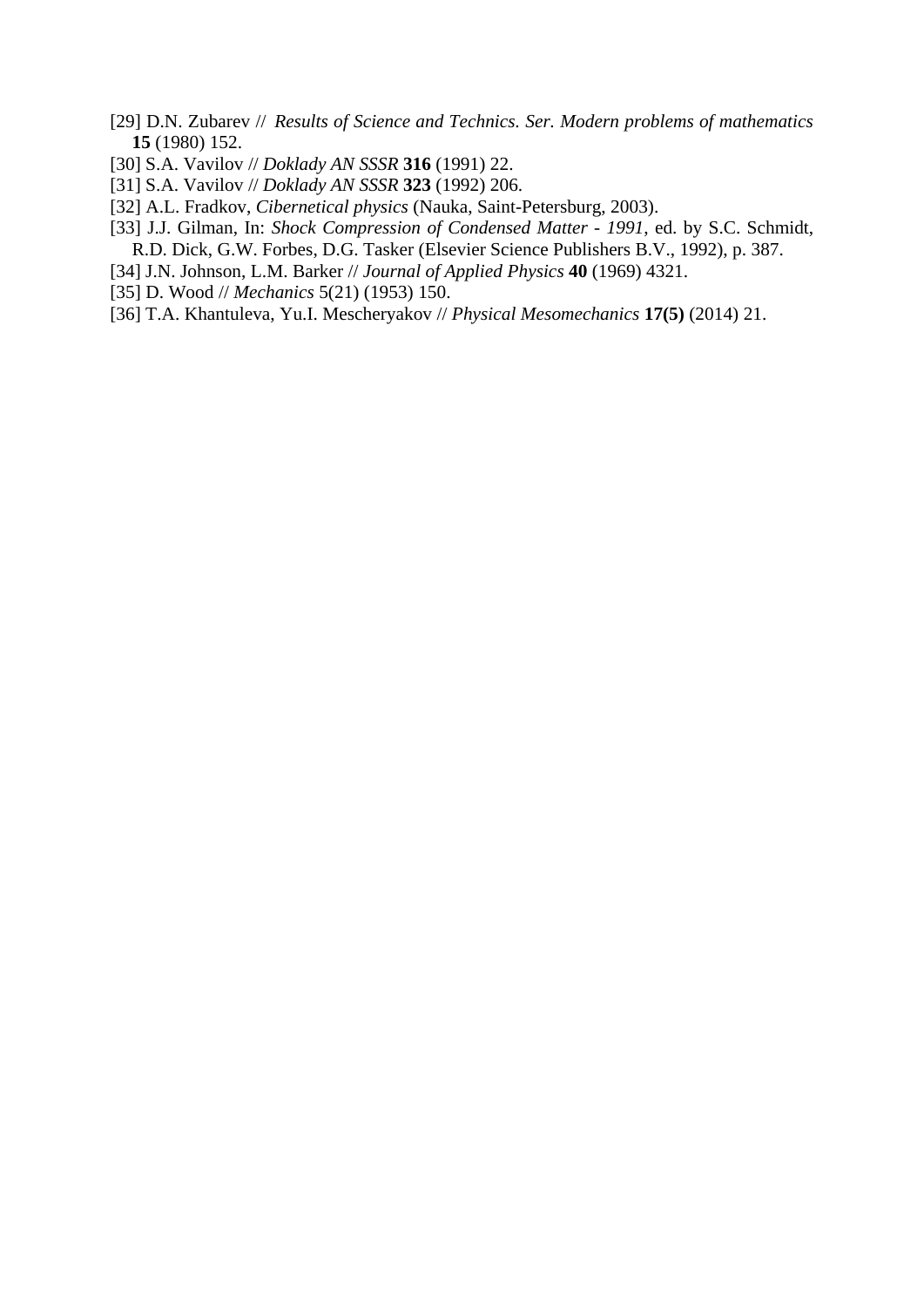[29] D.N. Zubarev // *Results of Science and Technics. Ser. Modern problems of mathematics* **15** (1980) 152.

[30] S.A. Vavilov // *Doklady AN SSSR* **316** (1991) 22.

[31] S.A. Vavilov // *Doklady AN SSSR* **323** (1992) 206.

[32] A.L. Fradkov, *Cibernetical physics* (Nauka, Saint-Petersburg, 2003).

[33] J.J. Gilman, In: *Shock Compression of Condensed Matter - 1991*, ed. by S.C. Schmidt, R.D. Dick, G.W. Forbes, D.G. Tasker (Elsevier Science Publishers B.V., 1992), p. 387.

[34] J.N. Johnson, L.M. Barker // *Journal of Applied Physics* **40** (1969) 4321.

[35] D. Wood // *Mechanics* 5(21) (1953) 150.

[36] T.A. Khantuleva, Yu.I. Mescheryakov // *Physical Mesomechanics* **17(5)** (2014) 21.